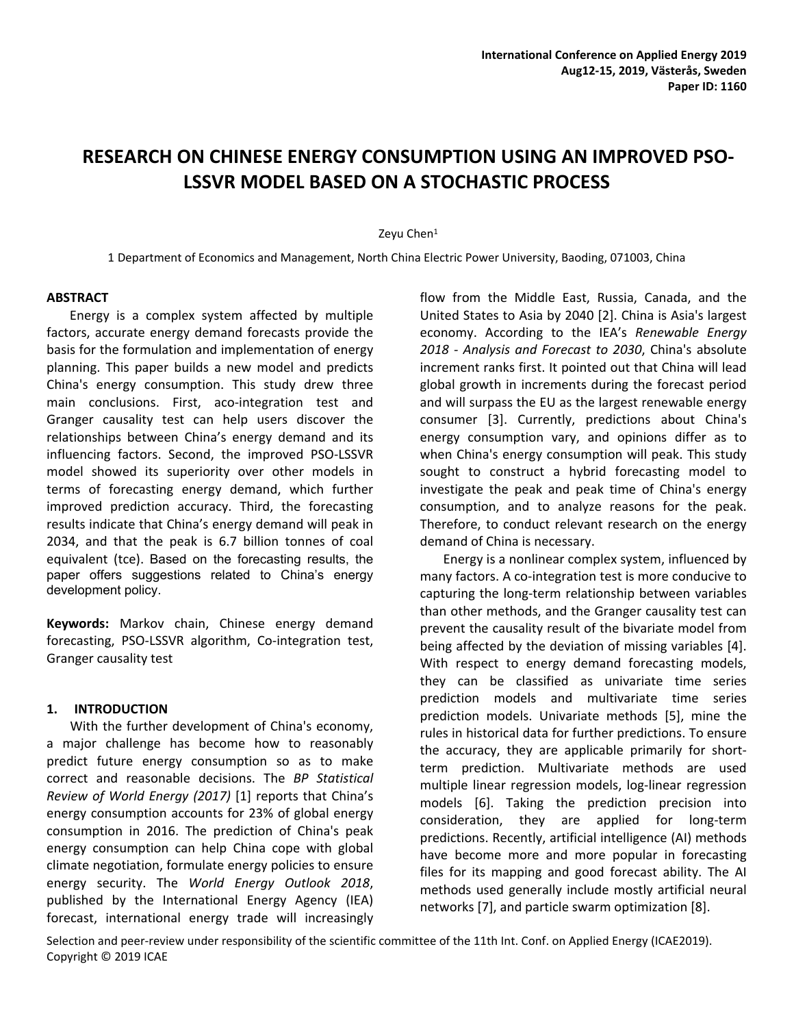# RESEARCH ON CHINESE ENERGY CONSUMPTION USING AN IMPROVED PSO-LSSVR MODEL BASED ON A STOCHASTIC PROCESS

Zeyu Chen[1]

1 Department of Economics and Management, North China Electric Power University, Baoding, 071003, China

## ABSTRACT

Energy is a complex system affected by multiple factors, accurate energy demand forecasts provide the basis for the formulation and implementation of energy planning. This paper builds a new model and predicts China's energy consumption. This study drew three main conclusions. First, aco-integration test and Granger causality test can help users discover the relationships between China's energy demand and its influencing factors. Second, the improved PSO-LSSVR model showed its superiority over other models in terms of forecasting energy demand, which further improved prediction accuracy. Third, the forecasting results indicate that China's energy demand will peak in 2034, and that the peak is 6.7 billion tonnes of coal equivalent (tce). Based on the forecasting results, the paper offers suggestions related to China's energy development policy.

**Keywords:** Markov chain, Chinese energy demand forecasting, PSO-LSSVR algorithm, Co-integration test, Granger causality test

## 1. INTRODUCTION

With the further development of China's economy, a major challenge has become how to reasonably predict future energy consumption so as to make correct and reasonable decisions. The *BP Statistical Review of World Energy (2017)* [1] reports that China's energy consumption accounts for 23% of global energy consumption in 2016. The prediction of China's peak energy consumption can help China cope with global climate negotiation, formulate energy policies to ensure energy security. The *World Energy Outlook 2018*, published by the International Energy Agency (IEA) forecast, international energy trade will increasingly flow from the Middle East, Russia, Canada, and the United States to Asia by 2040 [2]. China is Asia's largest economy. According to the IEA's *Renewable Energy 2018 - Analysis and Forecast to 2030*, China's absolute increment ranks first. It pointed out that China will lead global growth in increments during the forecast period and will surpass the EU as the largest renewable energy consumer [3]. Currently, predictions about China's energy consumption vary, and opinions differ as to when China's energy consumption will peak. This study sought to construct a hybrid forecasting model to investigate the peak and peak time of China's energy consumption, and to analyze reasons for the peak. Therefore, to conduct relevant research on the energy demand of China is necessary.

Energy is a nonlinear complex system, influenced by many factors. A co-integration test is more conducive to capturing the long-term relationship between variables than other methods, and the Granger causality test can prevent the causality result of the bivariate model from being affected by the deviation of missing variables [4]. With respect to energy demand forecasting models, they can be classified as univariate time series prediction models and multivariate time series prediction models. Univariate methods [5], mine the rules in historical data for further predictions. To ensure the accuracy, they are applicable primarily for short-term prediction. Multivariate methods are used multiple linear regression models, log-linear regression models [6]. Taking the prediction precision into consideration, they are applied for long-term predictions. Recently, artificial intelligence (AI) methods have become more and more popular in forecasting files for its mapping and good forecast ability. The AI methods used generally include mostly artificial neural networks [7], and particle swarm optimization [8].

Selection and peer-review under responsibility of the scientific committee of the 11th Int. Conf. on Applied Energy (ICAE2019).
Copyright © 2019 ICAE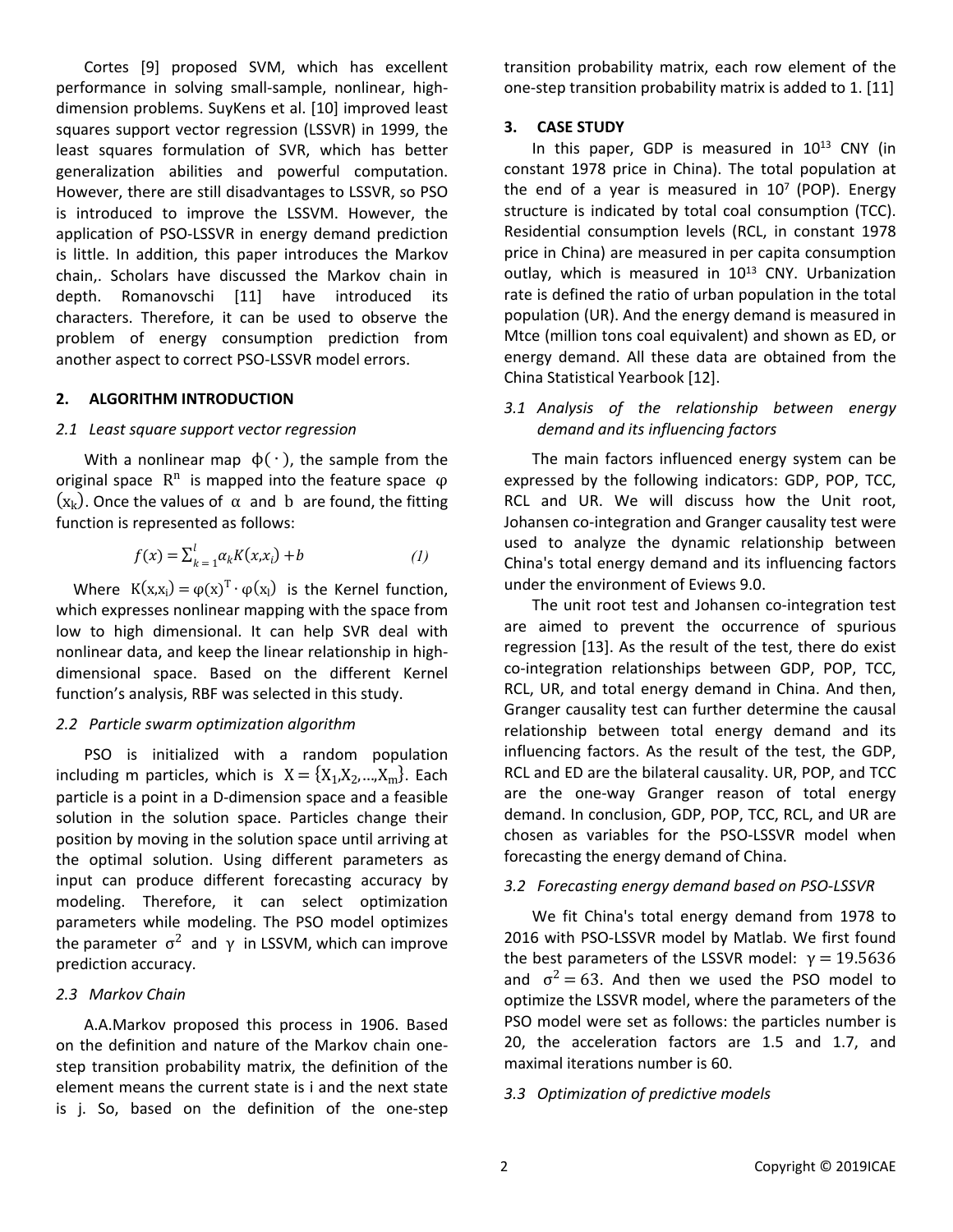Cortes [9] proposed SVM, which has excellent performance in solving small-sample, nonlinear, high-dimension problems. SuyKens et al. [10] improved least squares support vector regression (LSSVR) in 1999, the least squares formulation of SVR, which has better generalization abilities and powerful computation. However, there are still disadvantages to LSSVR, so PSO is introduced to improve the LSSVM. However, the application of PSO-LSSVR in energy demand prediction is little. In addition, this paper introduces the Markov chain,. Scholars have discussed the Markov chain in depth. Romanovschi [11] have introduced its characters. Therefore, it can be used to observe the problem of energy consumption prediction from another aspect to correct PSO-LSSVR model errors.

## 2. ALGORITHM INTRODUCTION

### *2.1 Least square support vector regression*

With a nonlinear map $\phi(\cdot)$, the sample from the original space $R^n$ is mapped into the feature space $\varphi(x_k)$. Once the values of $\alpha$ and $b$ are found, the fitting function is represented as follows:

$$f(x) = \sum_{k=1}^{l} \alpha_k K(x, x_i) + b \tag{1}$$

Where $K(x,x_i) = \varphi(x)^T \cdot \varphi(x_l)$ is the Kernel function, which expresses nonlinear mapping with the space from low to high dimensional. It can help SVR deal with nonlinear data, and keep the linear relationship in high-dimensional space. Based on the different Kernel function's analysis, RBF was selected in this study.

### *2.2 Particle swarm optimization algorithm*

PSO is initialized with a random population including m particles, which is $X = \{X_1, X_2, \ldots, X_m\}$. Each particle is a point in a D-dimension space and a feasible solution in the solution space. Particles change their position by moving in the solution space until arriving at the optimal solution. Using different parameters as input can produce different forecasting accuracy by modeling. Therefore, it can select optimization parameters while modeling. The PSO model optimizes the parameter $\sigma^2$ and $\gamma$ in LSSVM, which can improve prediction accuracy.

### *2.3 Markov Chain*

A.A.Markov proposed this process in 1906. Based on the definition and nature of the Markov chain one-step transition probability matrix, the definition of the element means the current state is i and the next state is j. So, based on the definition of the one-step transition probability matrix, each row element of the one-step transition probability matrix is added to 1. [11]

## 3. CASE STUDY

In this paper, GDP is measured in $10^{13}$ CNY (in constant 1978 price in China). The total population at the end of a year is measured in $10^7$ (POP). Energy structure is indicated by total coal consumption (TCC). Residential consumption levels (RCL, in constant 1978 price in China) are measured in per capita consumption outlay, which is measured in $10^{13}$ CNY. Urbanization rate is defined the ratio of urban population in the total population (UR). And the energy demand is measured in Mtce (million tons coal equivalent) and shown as ED, or energy demand. All these data are obtained from the China Statistical Yearbook [12].

### *3.1 Analysis of the relationship between energy demand and its influencing factors*

The main factors influenced energy system can be expressed by the following indicators: GDP, POP, TCC, RCL and UR. We will discuss how the Unit root, Johansen co-integration and Granger causality test were used to analyze the dynamic relationship between China's total energy demand and its influencing factors under the environment of Eviews 9.0.

The unit root test and Johansen co-integration test are aimed to prevent the occurrence of spurious regression [13]. As the result of the test, there do exist co-integration relationships between GDP, POP, TCC, RCL, UR, and total energy demand in China. And then, Granger causality test can further determine the causal relationship between total energy demand and its influencing factors. As the result of the test, the GDP, RCL and ED are the bilateral causality. UR, POP, and TCC are the one-way Granger reason of total energy demand. In conclusion, GDP, POP, TCC, RCL, and UR are chosen as variables for the PSO-LSSVR model when forecasting the energy demand of China.

### *3.2 Forecasting energy demand based on PSO-LSSVR*

We fit China's total energy demand from 1978 to 2016 with PSO-LSSVR model by Matlab. We first found the best parameters of the LSSVR model: $\gamma = 19.5636$ and $\sigma^2 = 63$. And then we used the PSO model to optimize the LSSVR model, where the parameters of the PSO model were set as follows: the particles number is 20, the acceleration factors are 1.5 and 1.7, and maximal iterations number is 60.

### *3.3 Optimization of predictive models*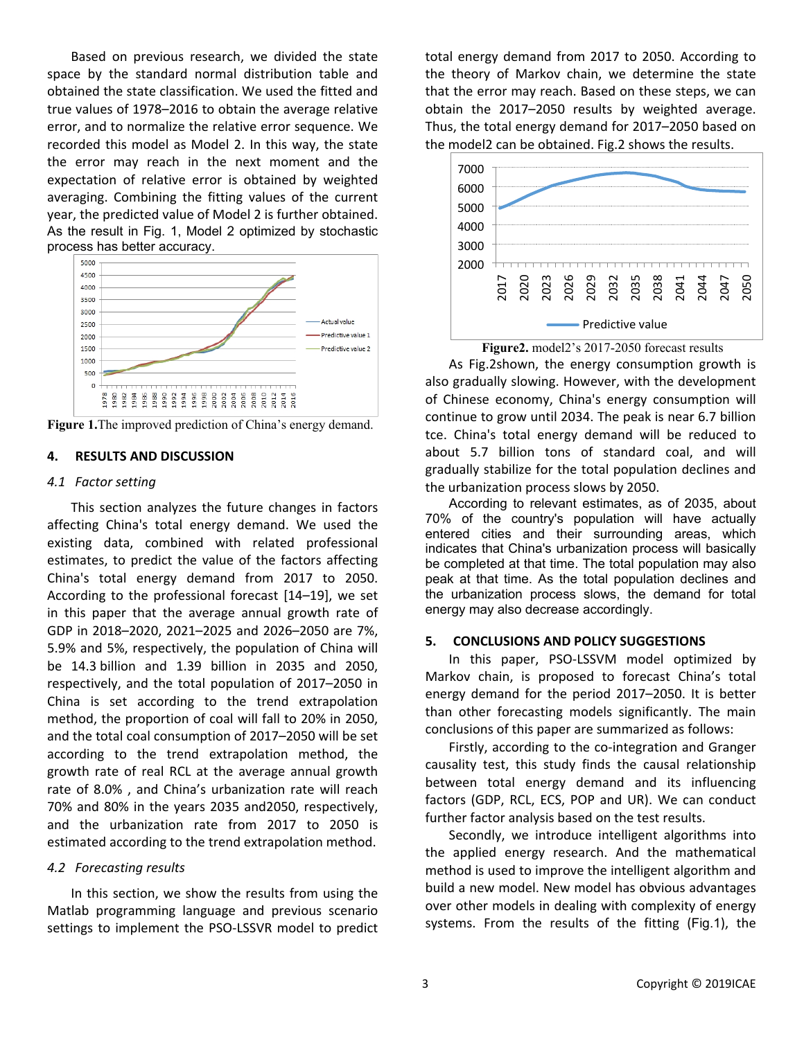Based on previous research, we divided the state space by the standard normal distribution table and obtained the state classification. We used the fitted and true values of 1978–2016 to obtain the average relative error, and to normalize the relative error sequence. We recorded this model as Model 2. In this way, the state the error may reach in the next moment and the expectation of relative error is obtained by weighted averaging. Combining the fitting values of the current year, the predicted value of Model 2 is further obtained. As the result in Fig. 1, Model 2 optimized by stochastic process has better accuracy.

**Figure 1.** The improved prediction of China's energy demand.

## 4. RESULTS AND DISCUSSION

### *4.1 Factor setting*

This section analyzes the future changes in factors affecting China's total energy demand. We used the existing data, combined with related professional estimates, to predict the value of the factors affecting China's total energy demand from 2017 to 2050. According to the professional forecast [14–19], we set in this paper that the average annual growth rate of GDP in 2018–2020, 2021–2025 and 2026–2050 are 7%, 5.9% and 5%, respectively, the population of China will be 14.3 billion and 1.39 billion in 2035 and 2050, respectively, and the total population of 2017–2050 in China is set according to the trend extrapolation method, the proportion of coal will fall to 20% in 2050, and the total coal consumption of 2017–2050 will be set according to the trend extrapolation method, the growth rate of real RCL at the average annual growth rate of 8.0% , and China's urbanization rate will reach 70% and 80% in the years 2035 and2050, respectively, and the urbanization rate from 2017 to 2050 is estimated according to the trend extrapolation method.

### *4.2 Forecasting results*

In this section, we show the results from using the Matlab programming language and previous scenario settings to implement the PSO-LSSVR model to predict total energy demand from 2017 to 2050. According to the theory of Markov chain, we determine the state that the error may reach. Based on these steps, we can obtain the 2017–2050 results by weighted average. Thus, the total energy demand for 2017–2050 based on the model2 can be obtained. Fig.2 shows the results.

**Figure2.** model2's 2017-2050 forecast results

As Fig.2shown, the energy consumption growth is also gradually slowing. However, with the development of Chinese economy, China's energy consumption will continue to grow until 2034. The peak is near 6.7 billion tce. China's total energy demand will be reduced to about 5.7 billion tons of standard coal, and will gradually stabilize for the total population declines and the urbanization process slows by 2050.

According to relevant estimates, as of 2035, about 70% of the country's population will have actually entered cities and their surrounding areas, which indicates that China's urbanization process will basically be completed at that time. The total population may also peak at that time. As the total population declines and the urbanization process slows, the demand for total energy may also decrease accordingly.

## 5. CONCLUSIONS AND POLICY SUGGESTIONS

In this paper, PSO-LSSVM model optimized by Markov chain, is proposed to forecast China's total energy demand for the period 2017–2050. It is better than other forecasting models significantly. The main conclusions of this paper are summarized as follows:

Firstly, according to the co-integration and Granger causality test, this study finds the causal relationship between total energy demand and its influencing factors (GDP, RCL, ECS, POP and UR). We can conduct further factor analysis based on the test results.

Secondly, we introduce intelligent algorithms into the applied energy research. And the mathematical method is used to improve the intelligent algorithm and build a new model. New model has obvious advantages over other models in dealing with complexity of energy systems. From the results of the fitting (Fig.1), the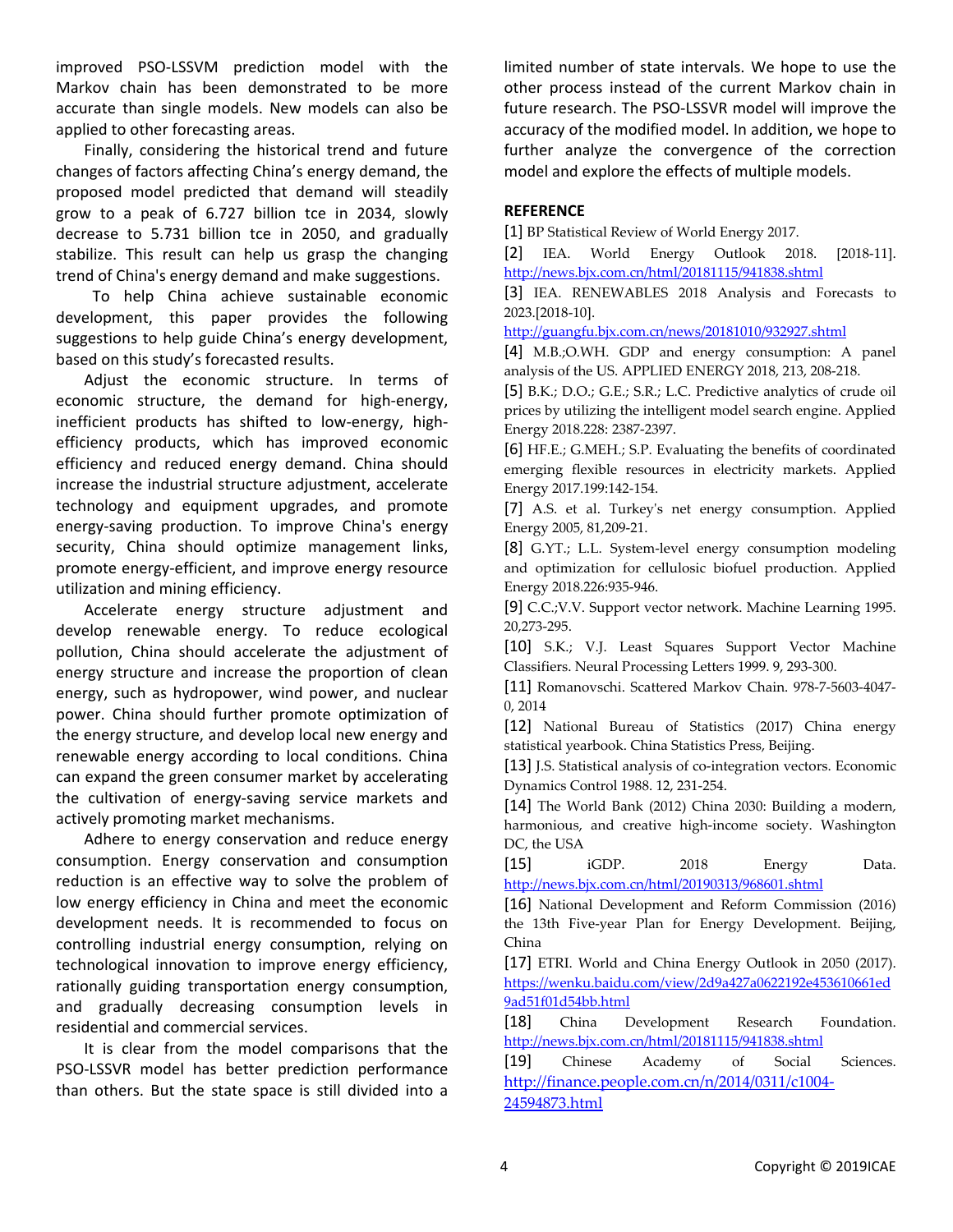improved PSO-LSSVM prediction model with the Markov chain has been demonstrated to be more accurate than single models. New models can also be applied to other forecasting areas.

Finally, considering the historical trend and future changes of factors affecting China's energy demand, the proposed model predicted that demand will steadily grow to a peak of 6.727 billion tce in 2034, slowly decrease to 5.731 billion tce in 2050, and gradually stabilize. This result can help us grasp the changing trend of China's energy demand and make suggestions.

To help China achieve sustainable economic development, this paper provides the following suggestions to help guide China's energy development, based on this study's forecasted results.

Adjust the economic structure. In terms of economic structure, the demand for high-energy, inefficient products has shifted to low-energy, high-efficiency products, which has improved economic efficiency and reduced energy demand. China should increase the industrial structure adjustment, accelerate technology and equipment upgrades, and promote energy-saving production. To improve China's energy security, China should optimize management links, promote energy-efficient, and improve energy resource utilization and mining efficiency.

Accelerate energy structure adjustment and develop renewable energy. To reduce ecological pollution, China should accelerate the adjustment of energy structure and increase the proportion of clean energy, such as hydropower, wind power, and nuclear power. China should further promote optimization of the energy structure, and develop local new energy and renewable energy according to local conditions. China can expand the green consumer market by accelerating the cultivation of energy-saving service markets and actively promoting market mechanisms.

Adhere to energy conservation and reduce energy consumption. Energy conservation and consumption reduction is an effective way to solve the problem of low energy efficiency in China and meet the economic development needs. It is recommended to focus on controlling industrial energy consumption, relying on technological innovation to improve energy efficiency, rationally guiding transportation energy consumption, and gradually decreasing consumption levels in residential and commercial services.

It is clear from the model comparisons that the PSO-LSSVR model has better prediction performance than others. But the state space is still divided into a limited number of state intervals. We hope to use the other process instead of the current Markov chain in future research. The PSO-LSSVR model will improve the accuracy of the modified model. In addition, we hope to further analyze the convergence of the correction model and explore the effects of multiple models.

## REFERENCE

[1] BP Statistical Review of World Energy 2017.

[2] IEA. World Energy Outlook 2018. [2018-11]. http://news.bjx.com.cn/html/20181115/941838.shtml

[3] IEA. RENEWABLES 2018 Analysis and Forecasts to 2023.[2018-10]. http://guangfu.bjx.com.cn/news/20181010/932927.shtml

[4] M.B.;O.WH. GDP and energy consumption: A panel analysis of the US. APPLIED ENERGY 2018, 213, 208-218.

[5] B.K.; D.O.; G.E.; S.R.; L.C. Predictive analytics of crude oil prices by utilizing the intelligent model search engine. Applied Energy 2018.228: 2387-2397.

[6] HF.E.; G.MEH.; S.P. Evaluating the benefits of coordinated emerging flexible resources in electricity markets. Applied Energy 2017.199:142-154.

[7] A.S. et al. Turkey's net energy consumption. Applied Energy 2005, 81,209-21.

[8] G.YT.; L.L. System-level energy consumption modeling and optimization for cellulosic biofuel production. Applied Energy 2018.226:935-946.

[9] C.C.;V.V. Support vector network. Machine Learning 1995. 20,273-295.

[10] S.K.; V.J. Least Squares Support Vector Machine Classifiers. Neural Processing Letters 1999. 9, 293-300.

[11] Romanovschi. Scattered Markov Chain. 978-7-5603-4047-0, 2014

[12] National Bureau of Statistics (2017) China energy statistical yearbook. China Statistics Press, Beijing.

[13] J.S. Statistical analysis of co-integration vectors. Economic Dynamics Control 1988. 12, 231-254.

[14] The World Bank (2012) China 2030: Building a modern, harmonious, and creative high-income society. Washington DC, the USA

[15] iGDP. 2018 Energy Data. http://news.bjx.com.cn/html/20190313/968601.shtml

[16] National Development and Reform Commission (2016) the 13th Five-year Plan for Energy Development. Beijing, China

[17] ETRI. World and China Energy Outlook in 2050 (2017). https://wenku.baidu.com/view/2d9a427a0622192e453610661ed9ad51f01d54bb.html

[18] China Development Research Foundation. http://news.bjx.com.cn/html/20181115/941838.shtml

[19] Chinese Academy of Social Sciences. http://finance.people.com.cn/n/2014/0311/c1004-24594873.html